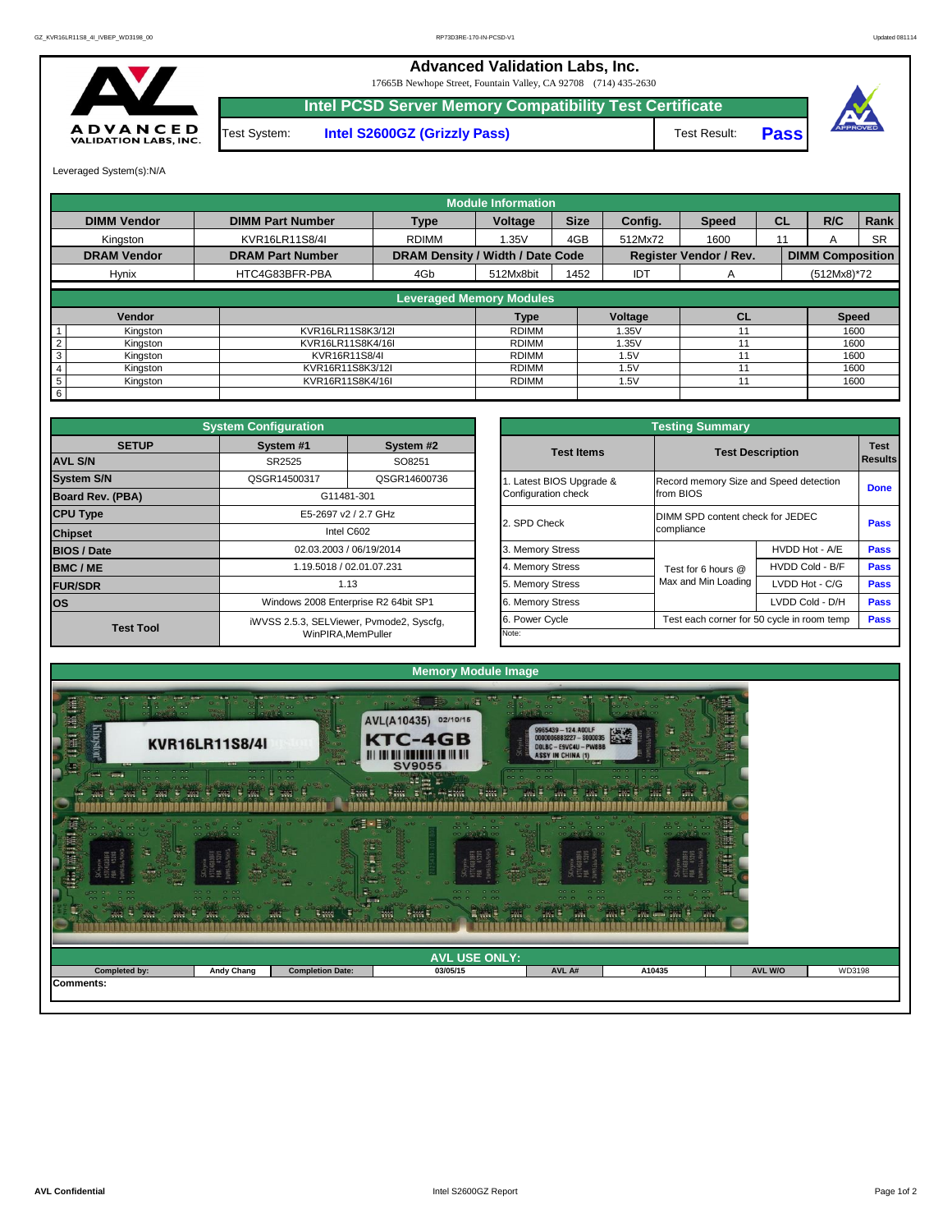# Advanced Validation Labs, Inc.

17665B Newhope Street, Fountain Valley, CA 92708 (714) 435-2630

## Intel PCSD Server Memory Compatibility Test Certificate

Test System: **Intel S2600GZ (Grizzly Pass)** Test Result: **Pass**

Leveraged System(s):N/A

| Module Information | | | | | | | | | |
|---|---|---|---|---|---|---|---|---|---|
| **DIMM Vendor** | **DIMM Part Number** | **Type** | **Voltage** | **Size** | **Config.** | **Speed** | **CL** | **R/C** | **Rank** |
| Kingston | KVR16LR11S8/4I | RDIMM | 1.35V | 4GB | 512Mx72 | 1600 | 11 | A | SR |
| **DRAM Vendor** | **DRAM Part Number** | **DRAM Density / Width / Date Code** | | | **Register Vendor / Rev.** | | **DIMM Composition** | | |
| Hynix | HTC4G83BFR-PBA | 4Gb | 512Mx8bit | 1452 | IDT | A | (512Mx8)*72 | | |

**Leveraged Memory Modules**

| | Vendor | | Type | Voltage | CL | Speed |
|---|---|---|---|---|---|---|
| 1 | Kingston | KVR16LR11S8K3/12I | RDIMM | 1.35V | 11 | 1600 |
| 2 | Kingston | KVR16LR11S8K4/16I | RDIMM | 1.35V | 11 | 1600 |
| 3 | Kingston | KVR16R11S8/4I | RDIMM | 1.5V | 11 | 1600 |
| 4 | Kingston | KVR16R11S8K3/12I | RDIMM | 1.5V | 11 | 1600 |
| 5 | Kingston | KVR16R11S8K4/16I | RDIMM | 1.5V | 11 | 1600 |
| 6 | | | | | | |

**System Configuration**

| SETUP | System #1 | System #2 |
|---|---|---|
| **AVL S/N** | SR2525 | SO8251 |
| **System S/N** | QSGR14500317 | QSGR14600736 |
| **Board Rev. (PBA)** | G11481-301 | |
| **CPU Type** | E5-2697 v2 / 2.7 GHz | |
| **Chipset** | Intel C602 | |
| **BIOS / Date** | 02.03.2003 / 06/19/2014 | |
| **BMC / ME** | 1.19.5018 / 02.01.07.231 | |
| **FUR/SDR** | 1.13 | |
| **OS** | Windows 2008 Enterprise R2 64bit SP1 | |
| **Test Tool** | iWVSS 2.5.3, SELViewer, Pvmode2, Syscfg, WinPIRA,MemPuller | |

**Testing Summary**

| Test Items | Test Description | | Test Results |
|---|---|---|---|
| 1. Latest BIOS Upgrade & Configuration check | Record memory Size and Speed detection from BIOS | | **Done** |
| 2. SPD Check | DIMM SPD content check for JEDEC compliance | | **Pass** |
| 3. Memory Stress | Test for 6 hours @ Max and Min Loading | HVDD Hot - A/E | **Pass** |
| 4. Memory Stress | | HVDD Cold - B/F | **Pass** |
| 5. Memory Stress | | LVDD Hot - C/G | **Pass** |
| 6. Memory Stress | | LVDD Cold - D/H | **Pass** |
| 6. Power Cycle | Test each corner for 50 cycle in room temp | | **Pass** |

Note:

**Memory Module Image**

**AVL USE ONLY:**

| Completed by: | Andy Chang | Completion Date: | 03/05/15 | AVL A# | A10435 | AVL W/O | WD3198 |
|---|---|---|---|---|---|---|---|

Comments: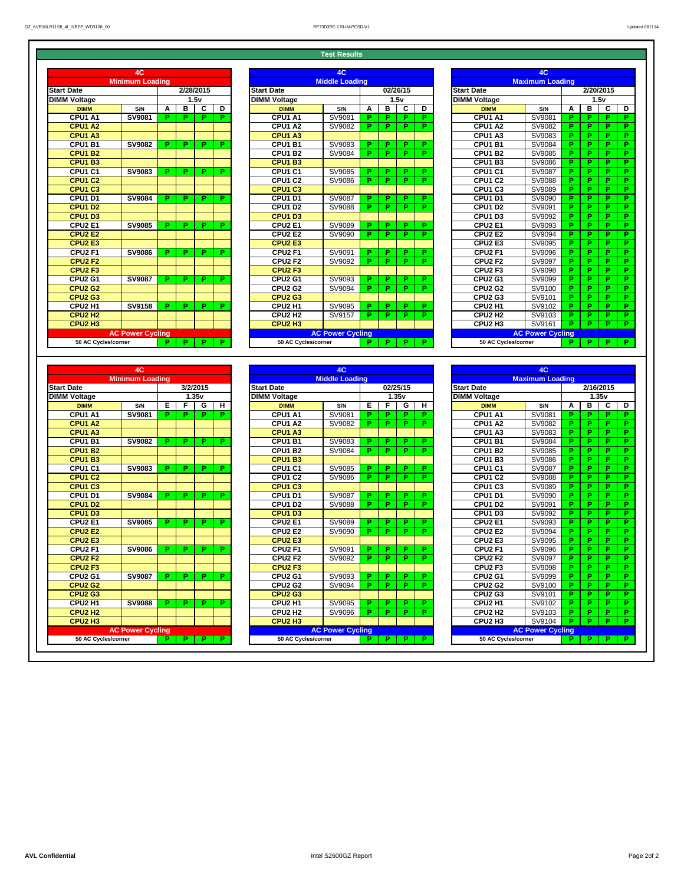## Test Results

| 4C | | | | | |
|---|---|---|---|---|---|
| **Minimum Loading** | | | | | |
| **Start Date** | | 2/28/2015 | | | |
| **DIMM Voltage** | | 1.5v | | | |
| **DIMM** | **S/N** | **A** | **B** | **C** | **D** |
| CPU1 A1 | SV9081 | P | P | P | P |
| CPU1 A2 | | | | | |
| CPU1 A3 | | | | | |
| CPU1 B1 | SV9082 | P | P | P | P |
| CPU1 B2 | | | | | |
| CPU1 B3 | | | | | |
| CPU1 C1 | SV9083 | P | P | P | P |
| CPU1 C2 | | | | | |
| CPU1 C3 | | | | | |
| CPU1 D1 | SV9084 | P | P | P | P |
| CPU1 D2 | | | | | |
| CPU1 D3 | | | | | |
| CPU2 E1 | SV9085 | P | P | P | P |
| CPU2 E2 | | | | | |
| CPU2 E3 | | | | | |
| CPU2 F1 | SV9086 | P | P | P | P |
| CPU2 F2 | | | | | |
| CPU2 F3 | | | | | |
| CPU2 G1 | SV9087 | P | P | P | P |
| CPU2 G2 | | | | | |
| CPU2 G3 | | | | | |
| CPU2 H1 | SV9158 | P | P | P | P |
| CPU2 H2 | | | | | |
| CPU2 H3 | | | | | |
| **AC Power Cycling** | | | | | |
| 50 AC Cycles/corner | | P | P | P | P |

| 4C | | | | | |
|---|---|---|---|---|---|
| **Middle Loading** | | | | | |
| **Start Date** | | 02/26/15 | | | |
| **DIMM Voltage** | | 1.5v | | | |
| **DIMM** | **S/N** | **A** | **B** | **C** | **D** |
| CPU1 A1 | SV9081 | P | P | P | P |
| CPU1 A2 | SV9082 | P | P | P | P |
| CPU1 A3 | | | | | |
| CPU1 B1 | SV9083 | P | P | P | P |
| CPU1 B2 | SV9084 | P | P | P | P |
| CPU1 B3 | | | | | |
| CPU1 C1 | SV9085 | P | P | P | P |
| CPU1 C2 | SV9086 | P | P | P | P |
| CPU1 C3 | | | | | |
| CPU1 D1 | SV9087 | P | P | P | P |
| CPU1 D2 | SV9088 | P | P | P | P |
| CPU1 D3 | | | | | |
| CPU2 E1 | SV9089 | P | P | P | P |
| CPU2 E2 | SV9090 | P | P | P | P |
| CPU2 E3 | | | | | |
| CPU2 F1 | SV9091 | P | P | P | P |
| CPU2 F2 | SV9092 | P | P | P | P |
| CPU2 F3 | | | | | |
| CPU2 G1 | SV9093 | P | P | P | P |
| CPU2 G2 | SV9094 | P | P | P | P |
| CPU2 G3 | | | | | |
| CPU2 H1 | SV9095 | P | P | P | P |
| CPU2 H2 | SV9157 | P | P | P | P |
| CPU2 H3 | | | | | |
| **AC Power Cycling** | | | | | |
| 50 AC Cycles/corner | | P | P | P | P |

| 4C | | | | | |
|---|---|---|---|---|---|
| **Maximum Loading** | | | | | |
| **Start Date** | | 2/20/2015 | | | |
| **DIMM Voltage** | | 1.5v | | | |
| **DIMM** | **S/N** | **A** | **B** | **C** | **D** |
| CPU1 A1 | SV9081 | P | P | P | P |
| CPU1 A2 | SV9082 | P | P | P | P |
| CPU1 A3 | SV9083 | P | P | P | P |
| CPU1 B1 | SV9084 | P | P | P | P |
| CPU1 B2 | SV9085 | P | P | P | P |
| CPU1 B3 | SV9086 | P | P | P | P |
| CPU1 C1 | SV9087 | P | P | P | P |
| CPU1 C2 | SV9088 | P | P | P | P |
| CPU1 C3 | SV9089 | P | P | P | P |
| CPU1 D1 | SV9090 | P | P | P | P |
| CPU1 D2 | SV9091 | P | P | P | P |
| CPU1 D3 | SV9092 | P | P | P | P |
| CPU2 E1 | SV9093 | P | P | P | P |
| CPU2 E2 | SV9094 | P | P | P | P |
| CPU2 E3 | SV9095 | P | P | P | P |
| CPU2 F1 | SV9096 | P | P | P | P |
| CPU2 F2 | SV9097 | P | P | P | P |
| CPU2 F3 | SV9098 | P | P | P | P |
| CPU2 G1 | SV9099 | P | P | P | P |
| CPU2 G2 | SV9100 | P | P | P | P |
| CPU2 G3 | SV9101 | P | P | P | P |
| CPU2 H1 | SV9102 | P | P | P | P |
| CPU2 H2 | SV9103 | P | P | P | P |
| CPU2 H3 | SV9161 | P | P | P | P |
| **AC Power Cycling** | | | | | |
| 50 AC Cycles/corner | | P | P | P | P |

| 4C | | | | | |
|---|---|---|---|---|---|
| **Minimum Loading** | | | | | |
| **Start Date** | | 3/2/2015 | | | |
| **DIMM Voltage** | | 1.35v | | | |
| **DIMM** | **S/N** | **E** | **F** | **G** | **H** |
| CPU1 A1 | SV9081 | P | P | P | P |
| CPU1 A2 | | | | | |
| CPU1 A3 | | | | | |
| CPU1 B1 | SV9082 | P | P | P | P |
| CPU1 B2 | | | | | |
| CPU1 B3 | | | | | |
| CPU1 C1 | SV9083 | P | P | P | P |
| CPU1 C2 | | | | | |
| CPU1 C3 | | | | | |
| CPU1 D1 | SV9084 | P | P | P | P |
| CPU1 D2 | | | | | |
| CPU1 D3 | | | | | |
| CPU2 E1 | SV9085 | P | P | P | P |
| CPU2 E2 | | | | | |
| CPU2 E3 | | | | | |
| CPU2 F1 | SV9086 | P | P | P | P |
| CPU2 F2 | | | | | |
| CPU2 F3 | | | | | |
| CPU2 G1 | SV9087 | P | P | P | P |
| CPU2 G2 | | | | | |
| CPU2 G3 | | | | | |
| CPU2 H1 | SV9088 | P | P | P | P |
| CPU2 H2 | | | | | |
| CPU2 H3 | | | | | |
| **AC Power Cycling** | | | | | |
| 50 AC Cycles/corner | | P | P | P | P |

| 4C | | | | | |
|---|---|---|---|---|---|
| **Middle Loading** | | | | | |
| **Start Date** | | 02/25/15 | | | |
| **DIMM Voltage** | | 1.35v | | | |
| **DIMM** | **S/N** | **E** | **F** | **G** | **H** |
| CPU1 A1 | SV9081 | P | P | P | P |
| CPU1 A2 | SV9082 | P | P | P | P |
| CPU1 A3 | | | | | |
| CPU1 B1 | SV9083 | P | P | P | P |
| CPU1 B2 | SV9084 | P | P | P | P |
| CPU1 B3 | | | | | |
| CPU1 C1 | SV9085 | P | P | P | P |
| CPU1 C2 | SV9086 | P | P | P | P |
| CPU1 C3 | | | | | |
| CPU1 D1 | SV9087 | P | P | P | P |
| CPU1 D2 | SV9088 | P | P | P | P |
| CPU1 D3 | | | | | |
| CPU2 E1 | SV9089 | P | P | P | P |
| CPU2 E2 | SV9090 | P | P | P | P |
| CPU2 E3 | | | | | |
| CPU2 F1 | SV9091 | P | P | P | P |
| CPU2 F2 | SV9092 | P | P | P | P |
| CPU2 F3 | | | | | |
| CPU2 G1 | SV9093 | P | P | P | P |
| CPU2 G2 | SV9094 | P | P | P | P |
| CPU2 G3 | | | | | |
| CPU2 H1 | SV9095 | P | P | P | P |
| CPU2 H2 | SV9096 | P | P | P | P |
| CPU2 H3 | | | | | |
| **AC Power Cycling** | | | | | |
| 50 AC Cycles/corner | | P | P | P | P |

| 4C | | | | | |
|---|---|---|---|---|---|
| **Maximum Loading** | | | | | |
| **Start Date** | | 2/16/2015 | | | |
| **DIMM Voltage** | | 1.35v | | | |
| **DIMM** | **S/N** | **A** | **B** | **C** | **D** |
| CPU1 A1 | SV9081 | P | P | P | P |
| CPU1 A2 | SV9082 | P | P | P | P |
| CPU1 A3 | SV9083 | P | P | P | P |
| CPU1 B1 | SV9084 | P | P | P | P |
| CPU1 B2 | SV9085 | P | P | P | P |
| CPU1 B3 | SV9086 | P | P | P | P |
| CPU1 C1 | SV9087 | P | P | P | P |
| CPU1 C2 | SV9088 | P | P | P | P |
| CPU1 C3 | SV9089 | P | P | P | P |
| CPU1 D1 | SV9090 | P | P | P | P |
| CPU1 D2 | SV9091 | P | P | P | P |
| CPU1 D3 | SV9092 | P | P | P | P |
| CPU2 E1 | SV9093 | P | P | P | P |
| CPU2 E2 | SV9094 | P | P | P | P |
| CPU2 E3 | SV9095 | P | P | P | P |
| CPU2 F1 | SV9096 | P | P | P | P |
| CPU2 F2 | SV9097 | P | P | P | P |
| CPU2 F3 | SV9098 | P | P | P | P |
| CPU2 G1 | SV9099 | P | P | P | P |
| CPU2 G2 | SV9100 | P | P | P | P |
| CPU2 G3 | SV9101 | P | P | P | P |
| CPU2 H1 | SV9102 | P | P | P | P |
| CPU2 H2 | SV9103 | P | P | P | P |
| CPU2 H3 | SV9104 | P | P | P | P |
| **AC Power Cycling** | | | | | |
| 50 AC Cycles/corner | | P | P | P | P |